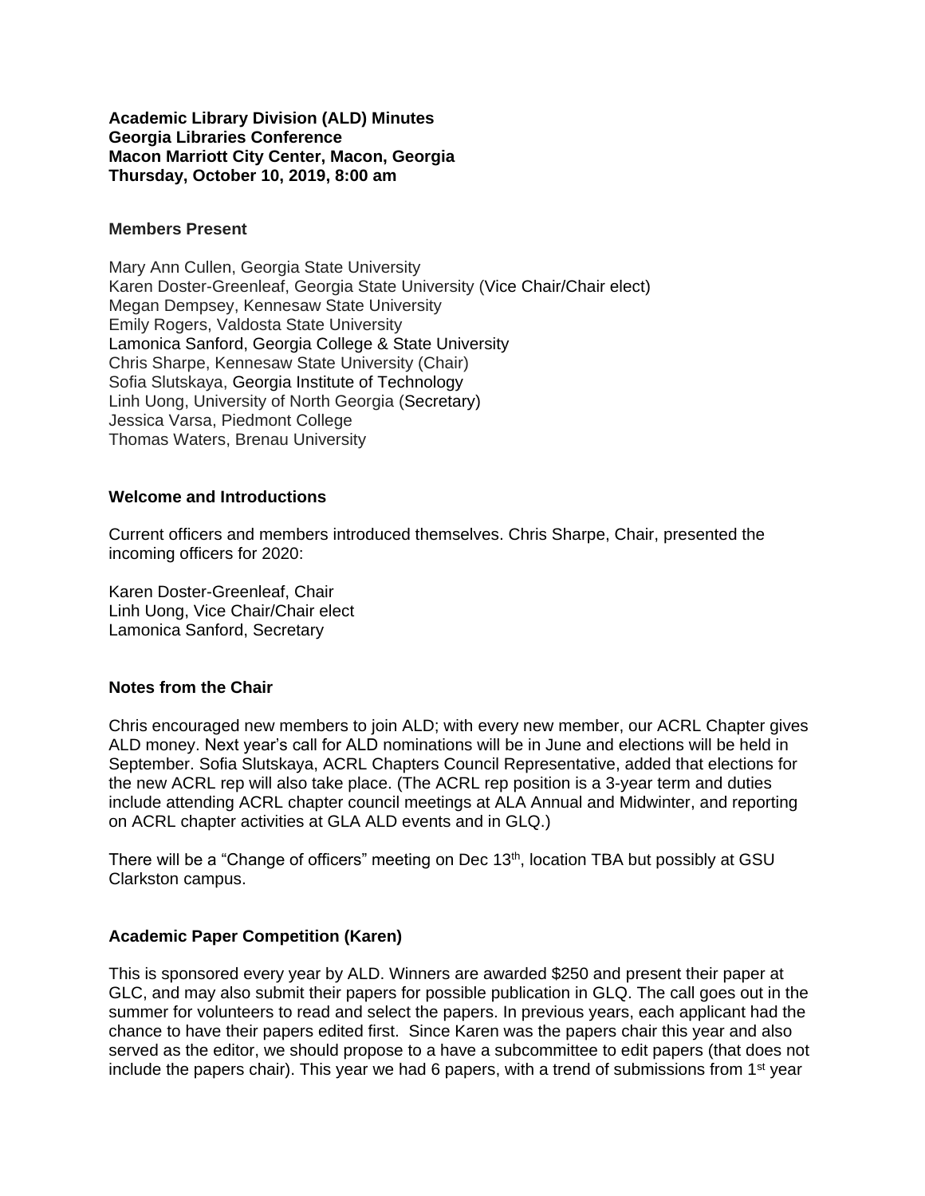**Academic Library Division (ALD) Minutes**
**Georgia Libraries Conference**
**Macon Marriott City Center, Macon, Georgia**
**Thursday, October 10, 2019, 8:00 am**

**Members Present**

Mary Ann Cullen, Georgia State University
Karen Doster-Greenleaf, Georgia State University (Vice Chair/Chair elect)
Megan Dempsey, Kennesaw State University
Emily Rogers, Valdosta State University
Lamonica Sanford, Georgia College & State University
Chris Sharpe, Kennesaw State University (Chair)
Sofia Slutskaya, Georgia Institute of Technology
Linh Uong, University of North Georgia (Secretary)
Jessica Varsa, Piedmont College
Thomas Waters, Brenau University

**Welcome and Introductions**

Current officers and members introduced themselves. Chris Sharpe, Chair, presented the incoming officers for 2020:

Karen Doster-Greenleaf, Chair
Linh Uong, Vice Chair/Chair elect
Lamonica Sanford, Secretary

**Notes from the Chair**

Chris encouraged new members to join ALD; with every new member, our ACRL Chapter gives ALD money. Next year's call for ALD nominations will be in June and elections will be held in September. Sofia Slutskaya, ACRL Chapters Council Representative, added that elections for the new ACRL rep will also take place. (The ACRL rep position is a 3-year term and duties include attending ACRL chapter council meetings at ALA Annual and Midwinter, and reporting on ACRL chapter activities at GLA ALD events and in GLQ.)

There will be a "Change of officers" meeting on Dec 13th, location TBA but possibly at GSU Clarkston campus.

**Academic Paper Competition (Karen)**

This is sponsored every year by ALD. Winners are awarded $250 and present their paper at GLC, and may also submit their papers for possible publication in GLQ. The call goes out in the summer for volunteers to read and select the papers. In previous years, each applicant had the chance to have their papers edited first. Since Karen was the papers chair this year and also served as the editor, we should propose to a have a subcommittee to edit papers (that does not include the papers chair). This year we had 6 papers, with a trend of submissions from 1st year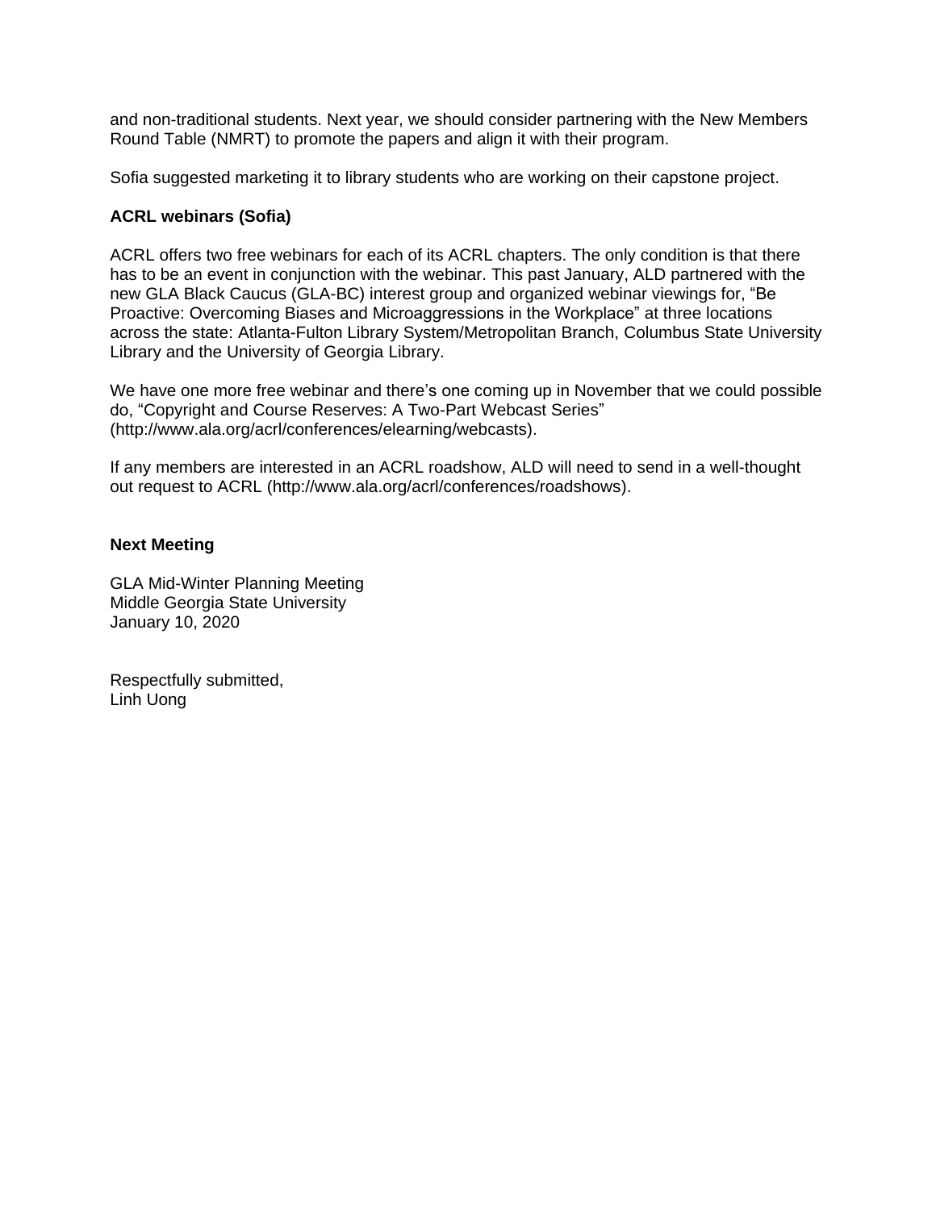and non-traditional students. Next year, we should consider partnering with the New Members Round Table (NMRT) to promote the papers and align it with their program.

Sofia suggested marketing it to library students who are working on their capstone project.

**ACRL webinars (Sofia)**

ACRL offers two free webinars for each of its ACRL chapters. The only condition is that there has to be an event in conjunction with the webinar. This past January, ALD partnered with the new GLA Black Caucus (GLA-BC) interest group and organized webinar viewings for, "Be Proactive: Overcoming Biases and Microaggressions in the Workplace" at three locations across the state: Atlanta-Fulton Library System/Metropolitan Branch, Columbus State University Library and the University of Georgia Library.

We have one more free webinar and there's one coming up in November that we could possible do, "Copyright and Course Reserves: A Two-Part Webcast Series" (http://www.ala.org/acrl/conferences/elearning/webcasts).

If any members are interested in an ACRL roadshow, ALD will need to send in a well-thought out request to ACRL (http://www.ala.org/acrl/conferences/roadshows).

**Next Meeting**

GLA Mid-Winter Planning Meeting
Middle Georgia State University
January 10, 2020

Respectfully submitted,
Linh Uong